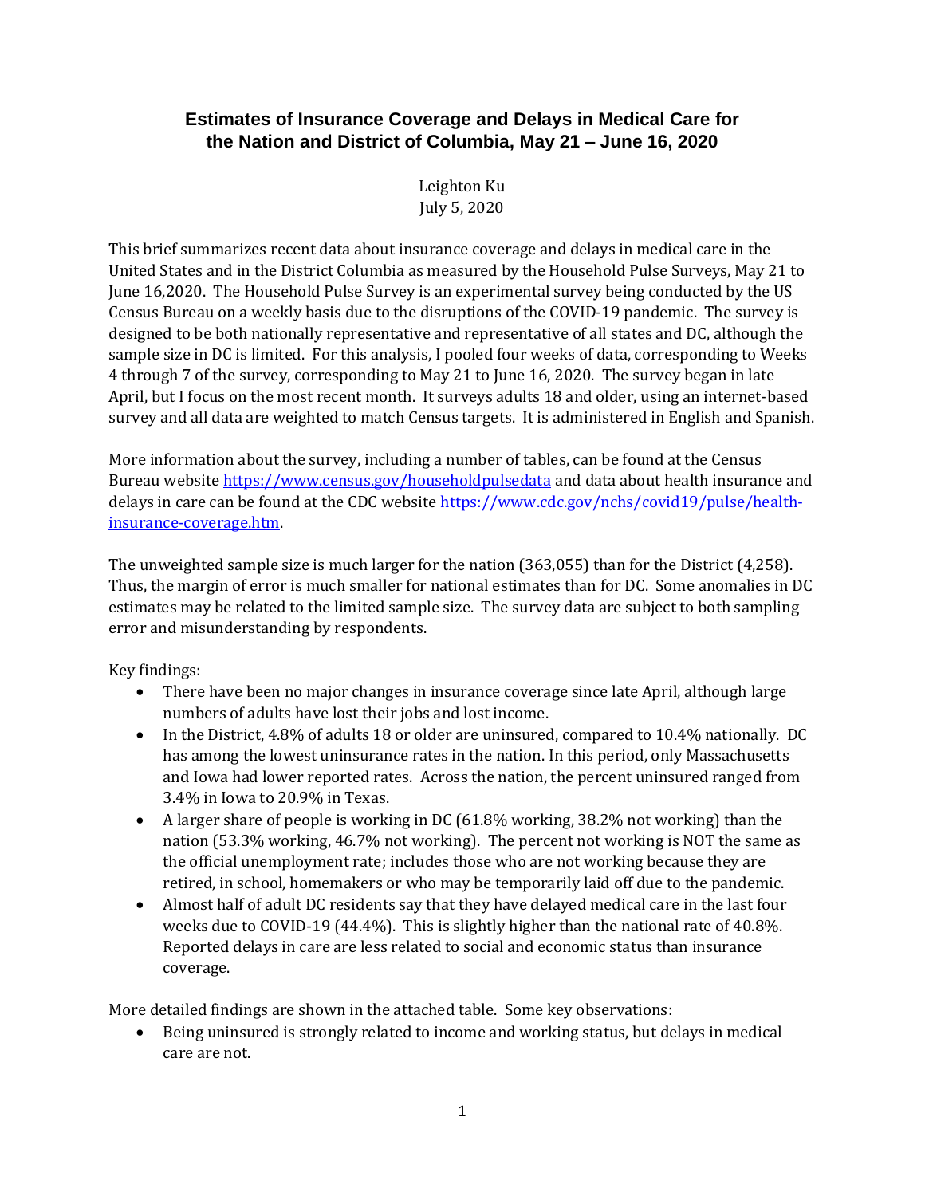# Estimates of Insurance Coverage and Delays in Medical Care for the Nation and District of Columbia, May 21 – June 16, 2020

Leighton Ku
July 5, 2020

This brief summarizes recent data about insurance coverage and delays in medical care in the United States and in the District Columbia as measured by the Household Pulse Surveys, May 21 to June 16,2020. The Household Pulse Survey is an experimental survey being conducted by the US Census Bureau on a weekly basis due to the disruptions of the COVID-19 pandemic. The survey is designed to be both nationally representative and representative of all states and DC, although the sample size in DC is limited. For this analysis, I pooled four weeks of data, corresponding to Weeks 4 through 7 of the survey, corresponding to May 21 to June 16, 2020. The survey began in late April, but I focus on the most recent month. It surveys adults 18 and older, using an internet-based survey and all data are weighted to match Census targets. It is administered in English and Spanish.

More information about the survey, including a number of tables, can be found at the Census Bureau website https://www.census.gov/householdpulsedata and data about health insurance and delays in care can be found at the CDC website https://www.cdc.gov/nchs/covid19/pulse/health-insurance-coverage.htm.

The unweighted sample size is much larger for the nation (363,055) than for the District (4,258). Thus, the margin of error is much smaller for national estimates than for DC. Some anomalies in DC estimates may be related to the limited sample size. The survey data are subject to both sampling error and misunderstanding by respondents.

Key findings:

- There have been no major changes in insurance coverage since late April, although large numbers of adults have lost their jobs and lost income.
- In the District, 4.8% of adults 18 or older are uninsured, compared to 10.4% nationally. DC has among the lowest uninsurance rates in the nation. In this period, only Massachusetts and Iowa had lower reported rates. Across the nation, the percent uninsured ranged from 3.4% in Iowa to 20.9% in Texas.
- A larger share of people is working in DC (61.8% working, 38.2% not working) than the nation (53.3% working, 46.7% not working). The percent not working is NOT the same as the official unemployment rate; includes those who are not working because they are retired, in school, homemakers or who may be temporarily laid off due to the pandemic.
- Almost half of adult DC residents say that they have delayed medical care in the last four weeks due to COVID-19 (44.4%). This is slightly higher than the national rate of 40.8%. Reported delays in care are less related to social and economic status than insurance coverage.

More detailed findings are shown in the attached table. Some key observations:

- Being uninsured is strongly related to income and working status, but delays in medical care are not.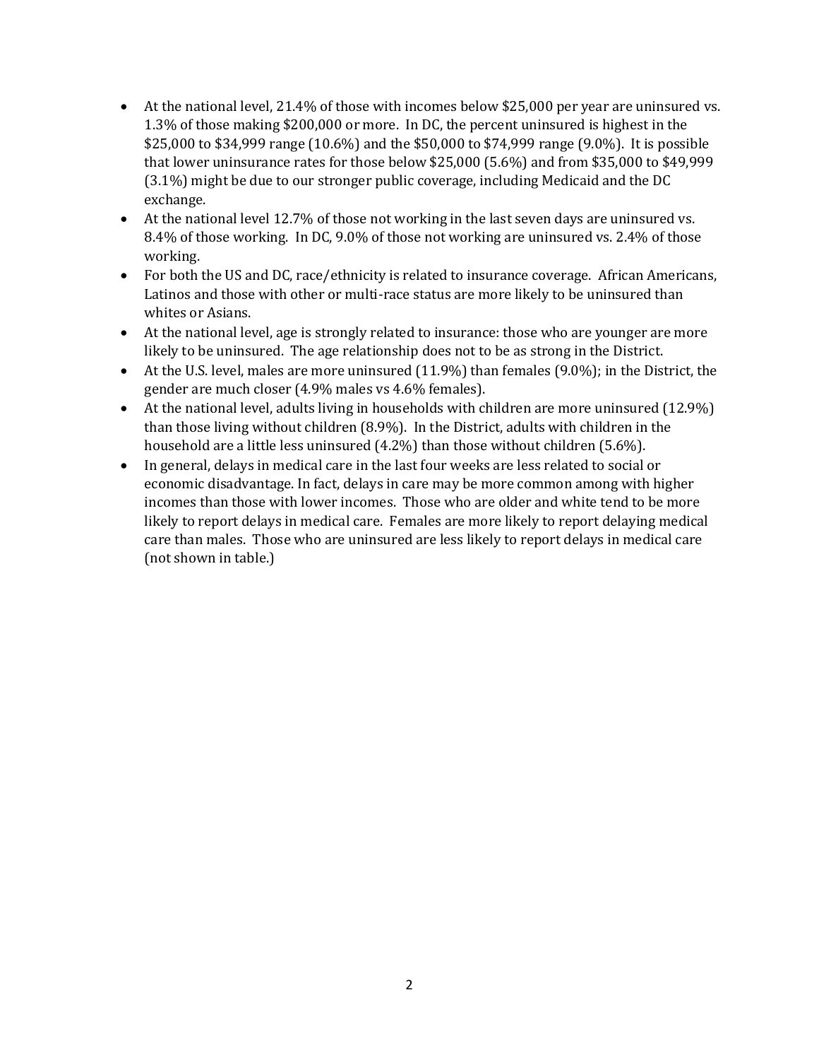- At the national level, 21.4% of those with incomes below $25,000 per year are uninsured vs. 1.3% of those making $200,000 or more. In DC, the percent uninsured is highest in the $25,000 to $34,999 range (10.6%) and the $50,000 to $74,999 range (9.0%). It is possible that lower uninsurance rates for those below $25,000 (5.6%) and from $35,000 to $49,999 (3.1%) might be due to our stronger public coverage, including Medicaid and the DC exchange.
- At the national level 12.7% of those not working in the last seven days are uninsured vs. 8.4% of those working. In DC, 9.0% of those not working are uninsured vs. 2.4% of those working.
- For both the US and DC, race/ethnicity is related to insurance coverage. African Americans, Latinos and those with other or multi-race status are more likely to be uninsured than whites or Asians.
- At the national level, age is strongly related to insurance: those who are younger are more likely to be uninsured. The age relationship does not to be as strong in the District.
- At the U.S. level, males are more uninsured (11.9%) than females (9.0%); in the District, the gender are much closer (4.9% males vs 4.6% females).
- At the national level, adults living in households with children are more uninsured (12.9%) than those living without children (8.9%). In the District, adults with children in the household are a little less uninsured (4.2%) than those without children (5.6%).
- In general, delays in medical care in the last four weeks are less related to social or economic disadvantage. In fact, delays in care may be more common among with higher incomes than those with lower incomes. Those who are older and white tend to be more likely to report delays in medical care. Females are more likely to report delaying medical care than males. Those who are uninsured are less likely to report delays in medical care (not shown in table.)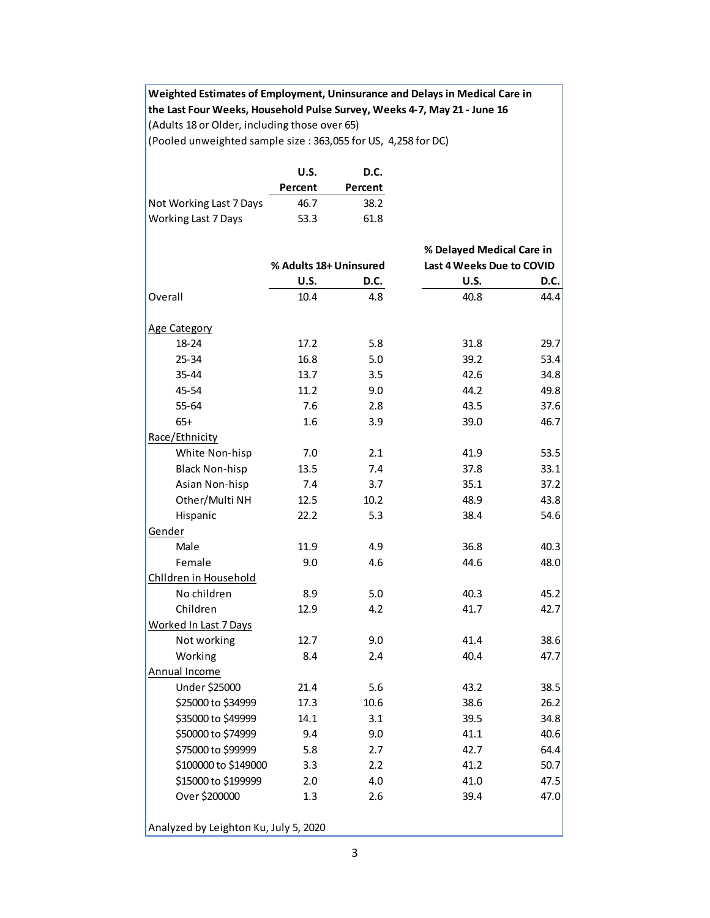**Weighted Estimates of Employment, Uninsurance and Delays in Medical Care in the Last Four Weeks, Household Pulse Survey, Weeks 4-7, May 21 - June 16**

(Adults 18 or Older, including those over 65)

(Pooled unweighted sample size : 363,055 for US, 4,258 for DC)

| | U.S. Percent | D.C. Percent |
|---|---|---|
| Not Working Last 7 Days | 46.7 | 38.2 |
| Working Last 7 Days | 53.3 | 61.8 |

| | % Adults 18+ Uninsured | | % Delayed Medical Care in Last 4 Weeks Due to COVID | |
|---|---|---|---|---|
| | U.S. | D.C. | U.S. | D.C. |
| Overall | 10.4 | 4.8 | 40.8 | 44.4 |
| Age Category | | | | |
| 18-24 | 17.2 | 5.8 | 31.8 | 29.7 |
| 25-34 | 16.8 | 5.0 | 39.2 | 53.4 |
| 35-44 | 13.7 | 3.5 | 42.6 | 34.8 |
| 45-54 | 11.2 | 9.0 | 44.2 | 49.8 |
| 55-64 | 7.6 | 2.8 | 43.5 | 37.6 |
| 65+ | 1.6 | 3.9 | 39.0 | 46.7 |
| Race/Ethnicity | | | | |
| White Non-hisp | 7.0 | 2.1 | 41.9 | 53.5 |
| Black Non-hisp | 13.5 | 7.4 | 37.8 | 33.1 |
| Asian Non-hisp | 7.4 | 3.7 | 35.1 | 37.2 |
| Other/Multi NH | 12.5 | 10.2 | 48.9 | 43.8 |
| Hispanic | 22.2 | 5.3 | 38.4 | 54.6 |
| Gender | | | | |
| Male | 11.9 | 4.9 | 36.8 | 40.3 |
| Female | 9.0 | 4.6 | 44.6 | 48.0 |
| ChIldren in Household | | | | |
| No children | 8.9 | 5.0 | 40.3 | 45.2 |
| Children | 12.9 | 4.2 | 41.7 | 42.7 |
| Worked In Last 7 Days | | | | |
| Not working | 12.7 | 9.0 | 41.4 | 38.6 |
| Working | 8.4 | 2.4 | 40.4 | 47.7 |
| Annual Income | | | | |
| Under $25000 | 21.4 | 5.6 | 43.2 | 38.5 |
| $25000 to $34999 | 17.3 | 10.6 | 38.6 | 26.2 |
| $35000 to $49999 | 14.1 | 3.1 | 39.5 | 34.8 |
| $50000 to $74999 | 9.4 | 9.0 | 41.1 | 40.6 |
| $75000 to $99999 | 5.8 | 2.7 | 42.7 | 64.4 |
| $100000 to $149000 | 3.3 | 2.2 | 41.2 | 50.7 |
| $15000 to $199999 | 2.0 | 4.0 | 41.0 | 47.5 |
| Over $200000 | 1.3 | 2.6 | 39.4 | 47.0 |

Analyzed by Leighton Ku, July 5, 2020